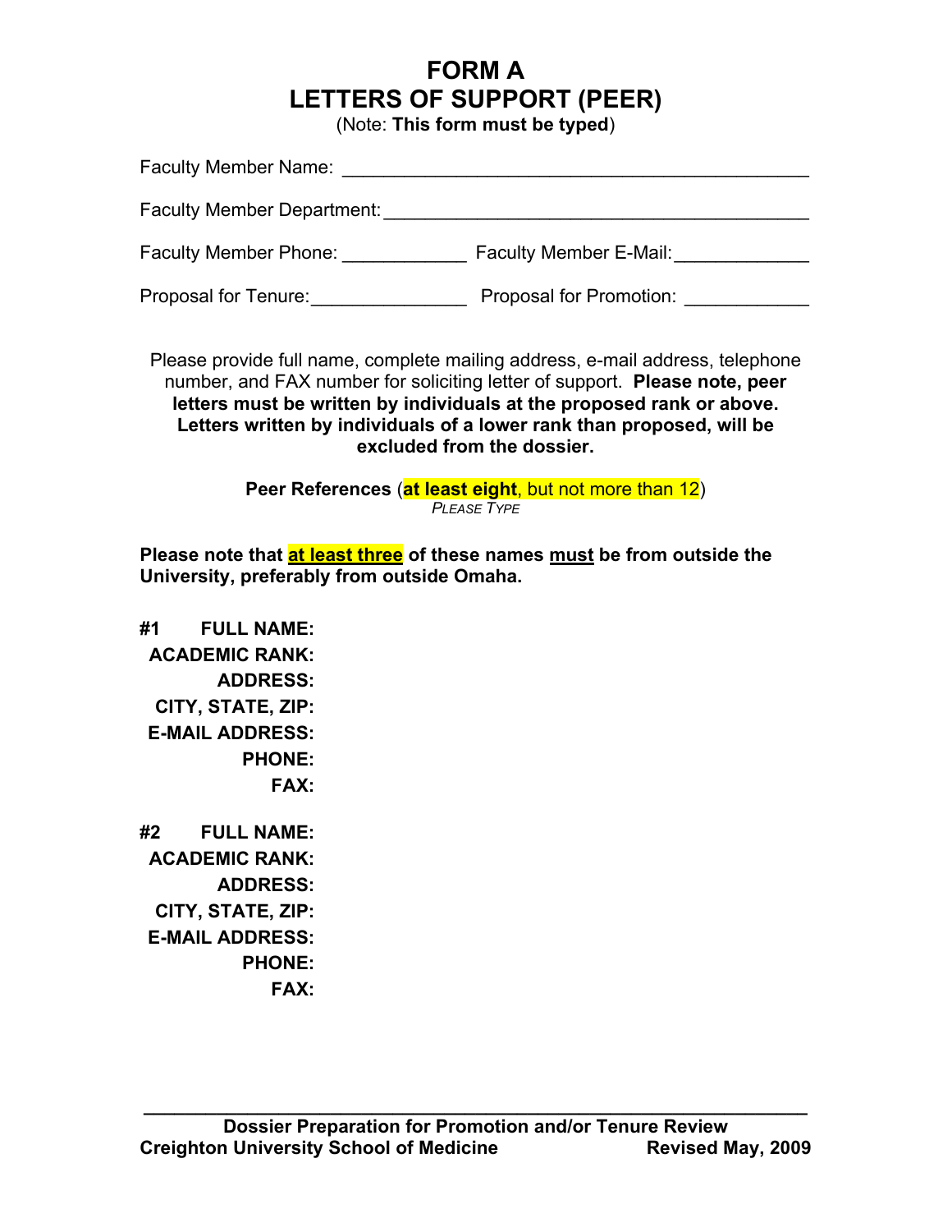# FORM A
# LETTERS OF SUPPORT (PEER)

(Note: **This form must be typed**)

Faculty Member Name: ___________________________________________

Faculty Member Department: ______________________________________

Faculty Member Phone: ____________ Faculty Member E-Mail: _____________

Proposal for Tenure: _______________ Proposal for Promotion: ____________

Please provide full name, complete mailing address, e-mail address, telephone number, and FAX number for soliciting letter of support. **Please note, peer letters must be written by individuals at the proposed rank or above. Letters written by individuals of a lower rank than proposed, will be excluded from the dossier.**

**Peer References** (**at least eight**, but not more than 12)
*Please Type*

**Please note that at least three of these names must be from outside the University, preferably from outside Omaha.**

**#1 FULL NAME:**
**ACADEMIC RANK:**
**ADDRESS:**
**CITY, STATE, ZIP:**
**E-MAIL ADDRESS:**
**PHONE:**
**FAX:**

**#2 FULL NAME:**
**ACADEMIC RANK:**
**ADDRESS:**
**CITY, STATE, ZIP:**
**E-MAIL ADDRESS:**
**PHONE:**
**FAX:**

**Dossier Preparation for Promotion and/or Tenure Review**
**Creighton University School of Medicine** **Revised May, 2009**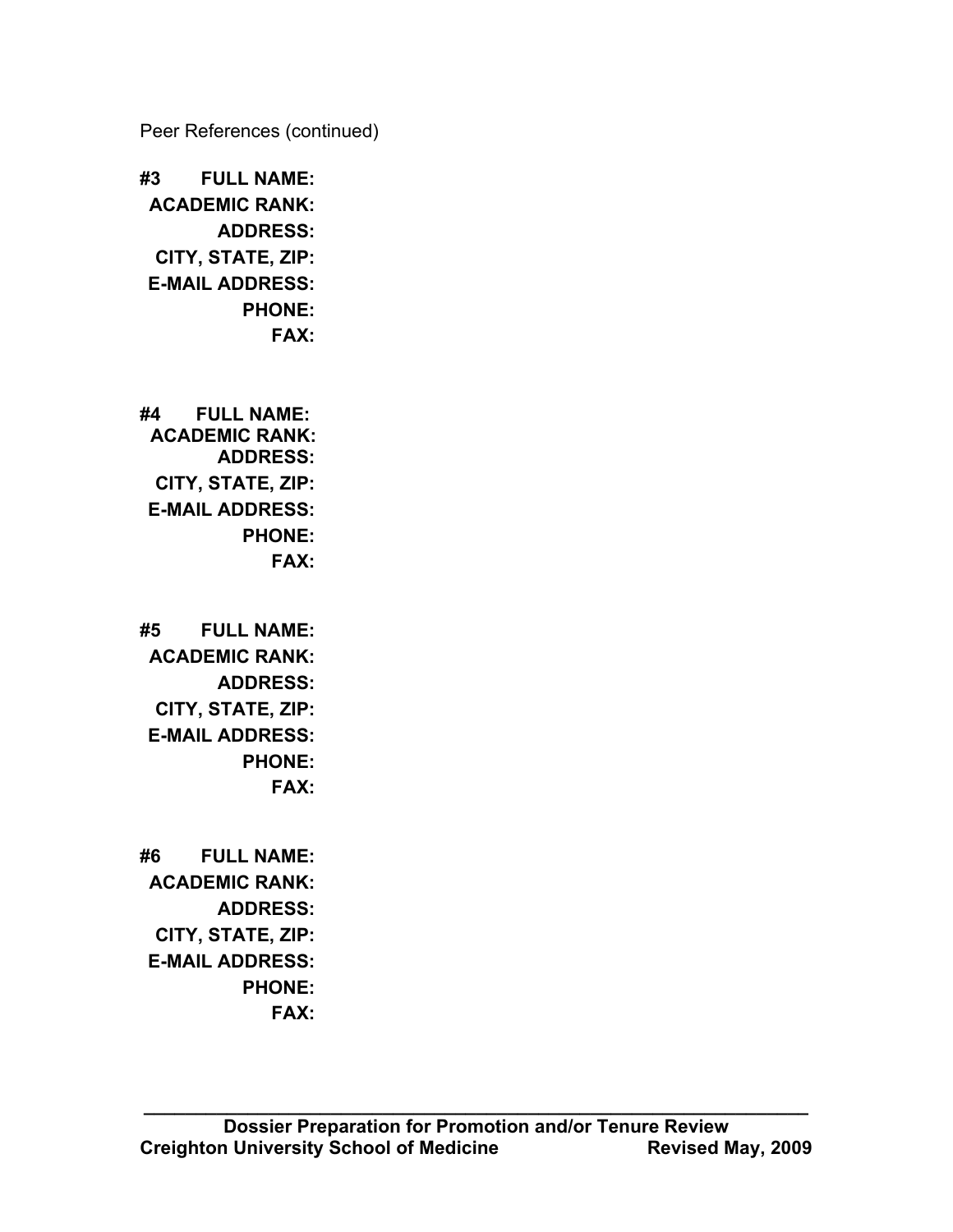Peer References (continued)

**#3 FULL NAME:**
**ACADEMIC RANK:**
**ADDRESS:**
**CITY, STATE, ZIP:**
**E-MAIL ADDRESS:**
**PHONE:**
**FAX:**

**#4 FULL NAME:**
**ACADEMIC RANK:**
**ADDRESS:**
**CITY, STATE, ZIP:**
**E-MAIL ADDRESS:**
**PHONE:**
**FAX:**

**#5 FULL NAME:**
**ACADEMIC RANK:**
**ADDRESS:**
**CITY, STATE, ZIP:**
**E-MAIL ADDRESS:**
**PHONE:**
**FAX:**

**#6 FULL NAME:**
**ACADEMIC RANK:**
**ADDRESS:**
**CITY, STATE, ZIP:**
**E-MAIL ADDRESS:**
**PHONE:**
**FAX:**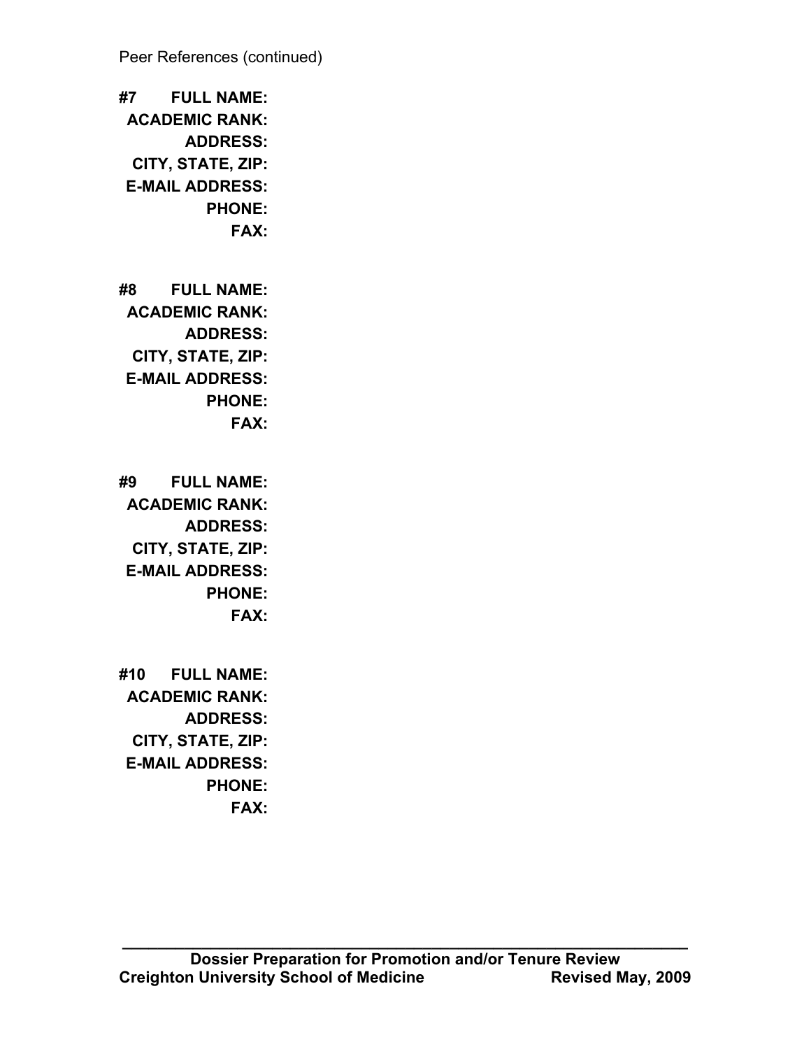Peer References (continued)

**#7 FULL NAME:**
**ACADEMIC RANK:**
**ADDRESS:**
**CITY, STATE, ZIP:**
**E-MAIL ADDRESS:**
**PHONE:**
**FAX:**

**#8 FULL NAME:**
**ACADEMIC RANK:**
**ADDRESS:**
**CITY, STATE, ZIP:**
**E-MAIL ADDRESS:**
**PHONE:**
**FAX:**

**#9 FULL NAME:**
**ACADEMIC RANK:**
**ADDRESS:**
**CITY, STATE, ZIP:**
**E-MAIL ADDRESS:**
**PHONE:**
**FAX:**

**#10 FULL NAME:**
**ACADEMIC RANK:**
**ADDRESS:**
**CITY, STATE, ZIP:**
**E-MAIL ADDRESS:**
**PHONE:**
**FAX:**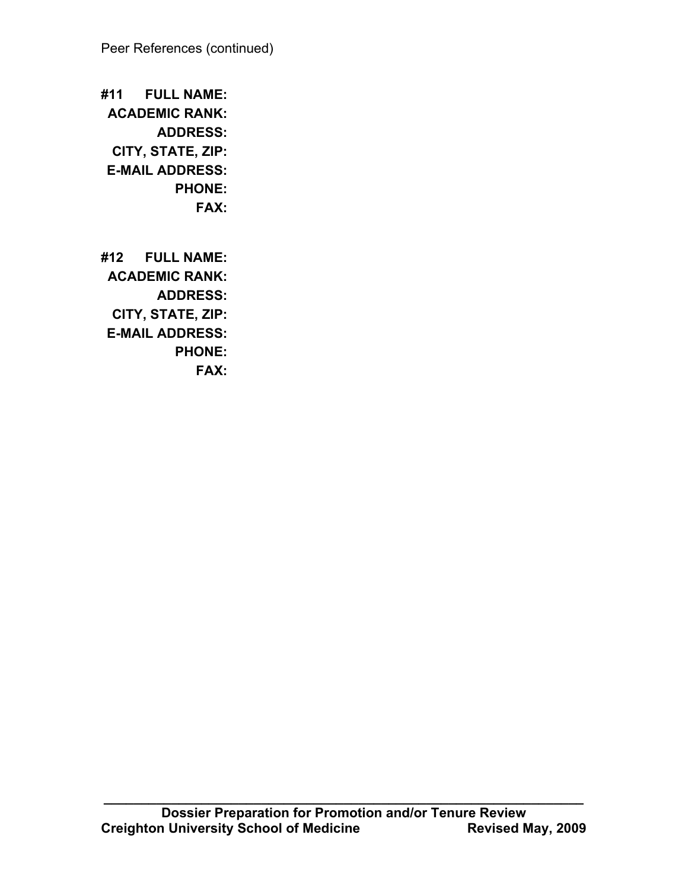Peer References (continued)

**#11 FULL NAME:**
**ACADEMIC RANK:**
**ADDRESS:**
**CITY, STATE, ZIP:**
**E-MAIL ADDRESS:**
**PHONE:**
**FAX:**

**#12 FULL NAME:**
**ACADEMIC RANK:**
**ADDRESS:**
**CITY, STATE, ZIP:**
**E-MAIL ADDRESS:**
**PHONE:**
**FAX:**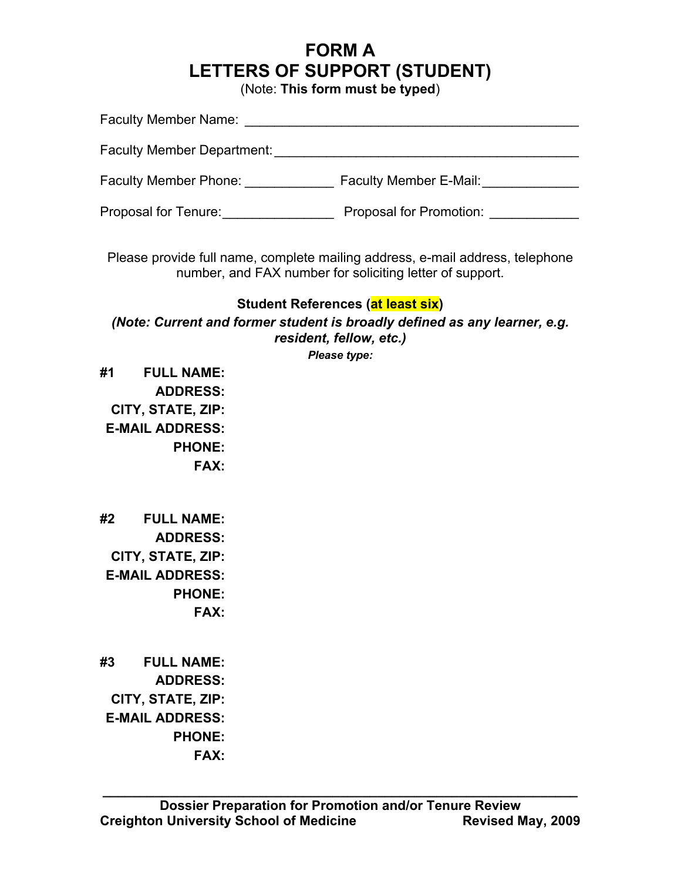# FORM A
# LETTERS OF SUPPORT (STUDENT)

(Note: **This form must be typed**)

Faculty Member Name: _____________________________________________

Faculty Member Department: _________________________________________

Faculty Member Phone: ____________ Faculty Member E-Mail: _____________

Proposal for Tenure: _______________ Proposal for Promotion: ____________

Please provide full name, complete mailing address, e-mail address, telephone number, and FAX number for soliciting letter of support.

**Student References (at least six)**

***(Note: Current and former student is broadly defined as any learner, e.g. resident, fellow, etc.)***

***Please type:***

**#1 FULL NAME:**
**ADDRESS:**
**CITY, STATE, ZIP:**
**E-MAIL ADDRESS:**
**PHONE:**
**FAX:**

**#2 FULL NAME:**
**ADDRESS:**
**CITY, STATE, ZIP:**
**E-MAIL ADDRESS:**
**PHONE:**
**FAX:**

**#3 FULL NAME:**
**ADDRESS:**
**CITY, STATE, ZIP:**
**E-MAIL ADDRESS:**
**PHONE:**
**FAX:**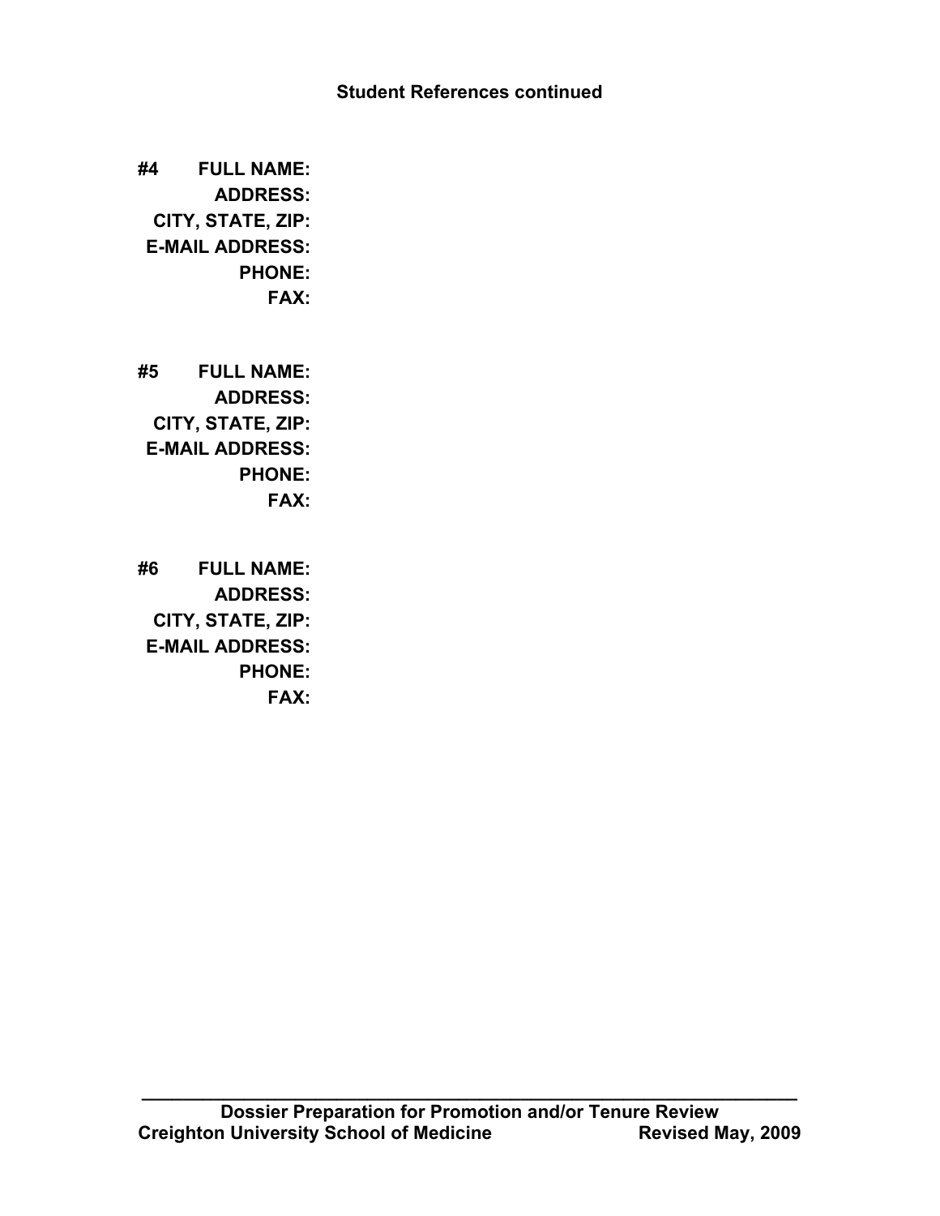**Student References continued**

**#4 FULL NAME:**
**ADDRESS:**
**CITY, STATE, ZIP:**
**E-MAIL ADDRESS:**
**PHONE:**
**FAX:**

**#5 FULL NAME:**
**ADDRESS:**
**CITY, STATE, ZIP:**
**E-MAIL ADDRESS:**
**PHONE:**
**FAX:**

**#6 FULL NAME:**
**ADDRESS:**
**CITY, STATE, ZIP:**
**E-MAIL ADDRESS:**
**PHONE:**
**FAX:**